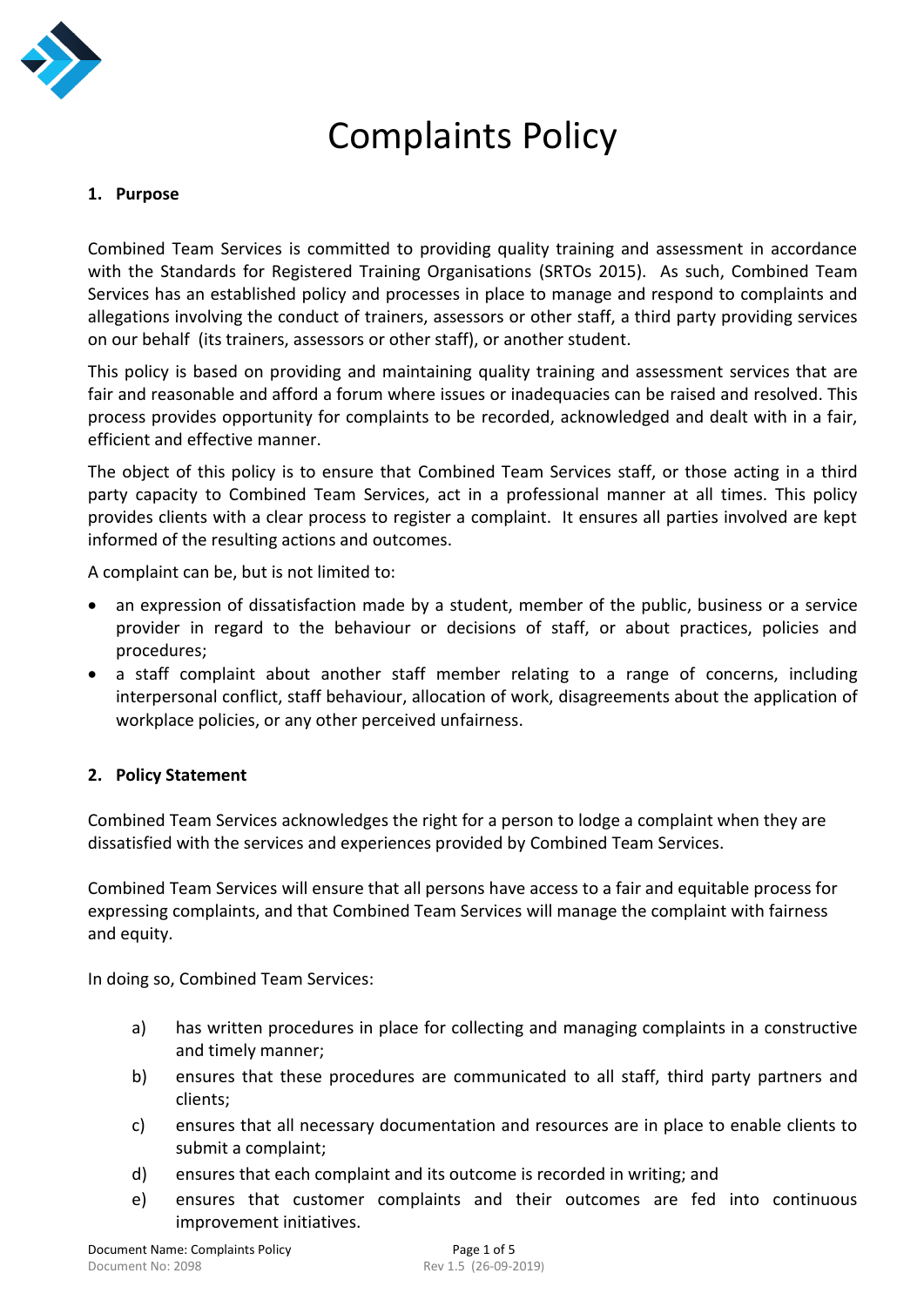# Complaints Policy

## 1. Purpose

Combined Team Services is committed to providing quality training and assessment in accordance with the Standards for Registered Training Organisations (SRTOs 2015). As such, Combined Team Services has an established policy and processes in place to manage and respond to complaints and allegations involving the conduct of trainers, assessors or other staff, a third party providing services on our behalf (its trainers, assessors or other staff), or another student.

This policy is based on providing and maintaining quality training and assessment services that are fair and reasonable and afford a forum where issues or inadequacies can be raised and resolved. This process provides opportunity for complaints to be recorded, acknowledged and dealt with in a fair, efficient and effective manner.

The object of this policy is to ensure that Combined Team Services staff, or those acting in a third party capacity to Combined Team Services, act in a professional manner at all times. This policy provides clients with a clear process to register a complaint. It ensures all parties involved are kept informed of the resulting actions and outcomes.

A complaint can be, but is not limited to:

- an expression of dissatisfaction made by a student, member of the public, business or a service provider in regard to the behaviour or decisions of staff, or about practices, policies and procedures;
- a staff complaint about another staff member relating to a range of concerns, including interpersonal conflict, staff behaviour, allocation of work, disagreements about the application of workplace policies, or any other perceived unfairness.

## 2. Policy Statement

Combined Team Services acknowledges the right for a person to lodge a complaint when they are dissatisfied with the services and experiences provided by Combined Team Services.

Combined Team Services will ensure that all persons have access to a fair and equitable process for expressing complaints, and that Combined Team Services will manage the complaint with fairness and equity.

In doing so, Combined Team Services:

a) has written procedures in place for collecting and managing complaints in a constructive and timely manner;

b) ensures that these procedures are communicated to all staff, third party partners and clients;

c) ensures that all necessary documentation and resources are in place to enable clients to submit a complaint;

d) ensures that each complaint and its outcome is recorded in writing; and

e) ensures that customer complaints and their outcomes are fed into continuous improvement initiatives.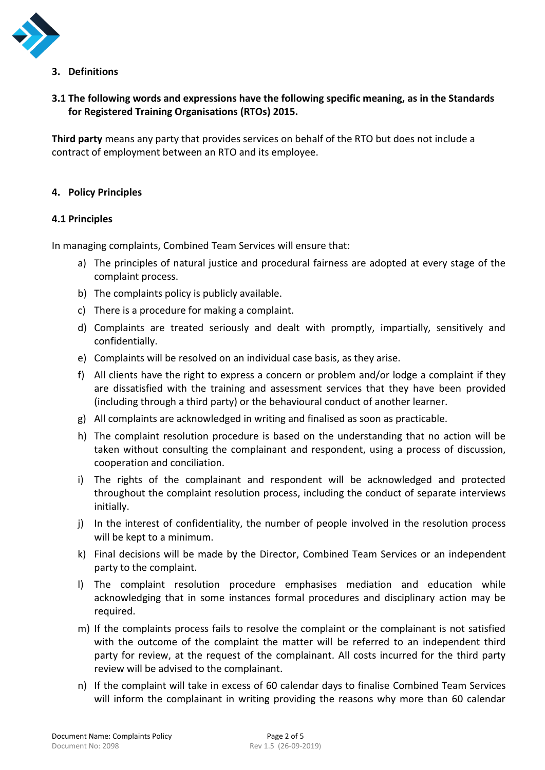## 3. Definitions

### 3.1 The following words and expressions have the following specific meaning, as in the Standards for Registered Training Organisations (RTOs) 2015.

**Third party** means any party that provides services on behalf of the RTO but does not include a contract of employment between an RTO and its employee.

## 4. Policy Principles

### 4.1 Principles

In managing complaints, Combined Team Services will ensure that:

a) The principles of natural justice and procedural fairness are adopted at every stage of the complaint process.
b) The complaints policy is publicly available.
c) There is a procedure for making a complaint.
d) Complaints are treated seriously and dealt with promptly, impartially, sensitively and confidentially.
e) Complaints will be resolved on an individual case basis, as they arise.
f) All clients have the right to express a concern or problem and/or lodge a complaint if they are dissatisfied with the training and assessment services that they have been provided (including through a third party) or the behavioural conduct of another learner.
g) All complaints are acknowledged in writing and finalised as soon as practicable.
h) The complaint resolution procedure is based on the understanding that no action will be taken without consulting the complainant and respondent, using a process of discussion, cooperation and conciliation.
i) The rights of the complainant and respondent will be acknowledged and protected throughout the complaint resolution process, including the conduct of separate interviews initially.
j) In the interest of confidentiality, the number of people involved in the resolution process will be kept to a minimum.
k) Final decisions will be made by the Director, Combined Team Services or an independent party to the complaint.
l) The complaint resolution procedure emphasises mediation and education while acknowledging that in some instances formal procedures and disciplinary action may be required.
m) If the complaints process fails to resolve the complaint or the complainant is not satisfied with the outcome of the complaint the matter will be referred to an independent third party for review, at the request of the complainant. All costs incurred for the third party review will be advised to the complainant.
n) If the complaint will take in excess of 60 calendar days to finalise Combined Team Services will inform the complainant in writing providing the reasons why more than 60 calendar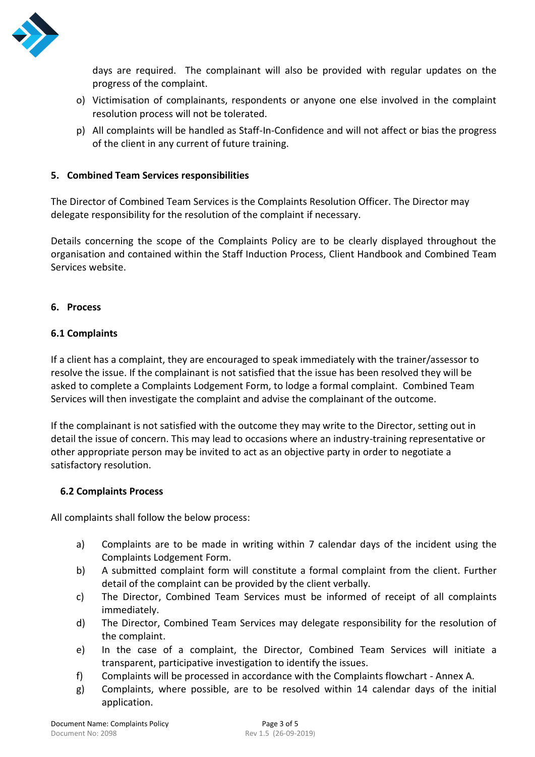days are required. The complainant will also be provided with regular updates on the progress of the complaint.

o) Victimisation of complainants, respondents or anyone one else involved in the complaint resolution process will not be tolerated.

p) All complaints will be handled as Staff-In-Confidence and will not affect or bias the progress of the client in any current of future training.

## 5. Combined Team Services responsibilities

The Director of Combined Team Services is the Complaints Resolution Officer. The Director may delegate responsibility for the resolution of the complaint if necessary.

Details concerning the scope of the Complaints Policy are to be clearly displayed throughout the organisation and contained within the Staff Induction Process, Client Handbook and Combined Team Services website.

## 6. Process

### 6.1 Complaints

If a client has a complaint, they are encouraged to speak immediately with the trainer/assessor to resolve the issue. If the complainant is not satisfied that the issue has been resolved they will be asked to complete a Complaints Lodgement Form, to lodge a formal complaint. Combined Team Services will then investigate the complaint and advise the complainant of the outcome.

If the complainant is not satisfied with the outcome they may write to the Director, setting out in detail the issue of concern. This may lead to occasions where an industry-training representative or other appropriate person may be invited to act as an objective party in order to negotiate a satisfactory resolution.

### 6.2 Complaints Process

All complaints shall follow the below process:

a) Complaints are to be made in writing within 7 calendar days of the incident using the Complaints Lodgement Form.

b) A submitted complaint form will constitute a formal complaint from the client. Further detail of the complaint can be provided by the client verbally.

c) The Director, Combined Team Services must be informed of receipt of all complaints immediately.

d) The Director, Combined Team Services may delegate responsibility for the resolution of the complaint.

e) In the case of a complaint, the Director, Combined Team Services will initiate a transparent, participative investigation to identify the issues.

f) Complaints will be processed in accordance with the Complaints flowchart - Annex A.

g) Complaints, where possible, are to be resolved within 14 calendar days of the initial application.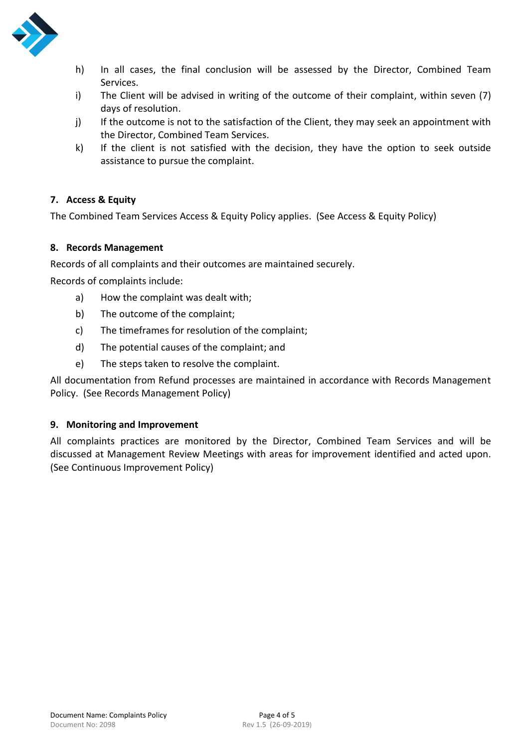h) In all cases, the final conclusion will be assessed by the Director, Combined Team Services.

i) The Client will be advised in writing of the outcome of their complaint, within seven (7) days of resolution.

j) If the outcome is not to the satisfaction of the Client, they may seek an appointment with the Director, Combined Team Services.

k) If the client is not satisfied with the decision, they have the option to seek outside assistance to pursue the complaint.

## 7. Access & Equity

The Combined Team Services Access & Equity Policy applies. (See Access & Equity Policy)

## 8. Records Management

Records of all complaints and their outcomes are maintained securely.

Records of complaints include:

a) How the complaint was dealt with;

b) The outcome of the complaint;

c) The timeframes for resolution of the complaint;

d) The potential causes of the complaint; and

e) The steps taken to resolve the complaint.

All documentation from Refund processes are maintained in accordance with Records Management Policy. (See Records Management Policy)

## 9. Monitoring and Improvement

All complaints practices are monitored by the Director, Combined Team Services and will be discussed at Management Review Meetings with areas for improvement identified and acted upon. (See Continuous Improvement Policy)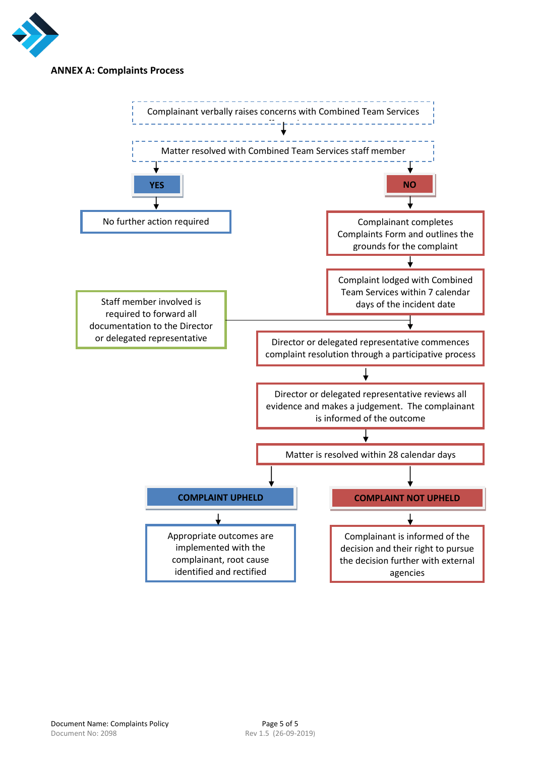**ANNEX A: Complaints Process**

Complainant verbally raises concerns with Combined Team Services

Matter resolved with Combined Team Services staff member

YES

No further action required

NO

Complainant completes Complaints Form and outlines the grounds for the complaint

Complaint lodged with Combined Team Services within 7 calendar days of the incident date

Staff member involved is required to forward all documentation to the Director or delegated representative

Director or delegated representative commences complaint resolution through a participative process

Director or delegated representative reviews all evidence and makes a judgement. The complainant is informed of the outcome

Matter is resolved within 28 calendar days

COMPLAINT UPHELD

Appropriate outcomes are implemented with the complainant, root cause identified and rectified

COMPLAINT NOT UPHELD

Complainant is informed of the decision and their right to pursue the decision further with external agencies